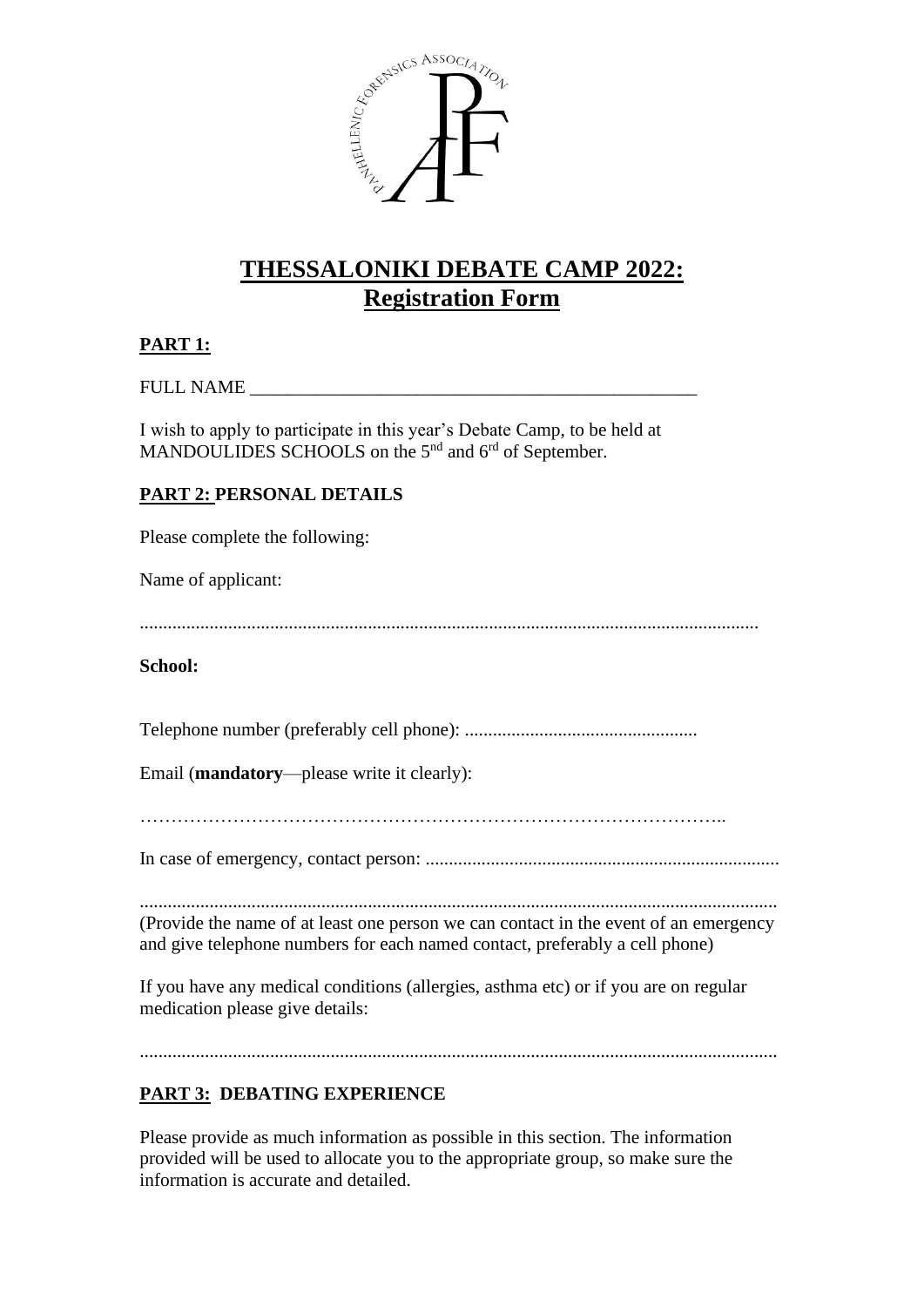# THESSALONIKI DEBATE CAMP 2022: Registration Form

**PART 1:**

FULL NAME \_\_\_\_\_\_\_\_\_\_\_\_\_\_\_\_\_\_\_\_\_\_\_\_\_\_\_\_\_\_\_\_\_\_\_\_\_\_\_\_\_\_\_\_\_\_\_\_

I wish to apply to participate in this year's Debate Camp, to be held at MANDOULIDES SCHOOLS on the 5nd and 6rd of September.

**PART 2: PERSONAL DETAILS**

Please complete the following:

Name of applicant:

...................................................................................................................................

**School:**

Telephone number (preferably cell phone): ..................................................

Email (**mandatory**—please write it clearly):

………………………………………………………………………………..

In case of emergency, contact person: ...........................................................................

.......................................................................................................................................

(Provide the name of at least one person we can contact in the event of an emergency and give telephone numbers for each named contact, preferably a cell phone)

If you have any medical conditions (allergies, asthma etc) or if you are on regular medication please give details:

.......................................................................................................................................

**PART 3: DEBATING EXPERIENCE**

Please provide as much information as possible in this section. The information provided will be used to allocate you to the appropriate group, so make sure the information is accurate and detailed.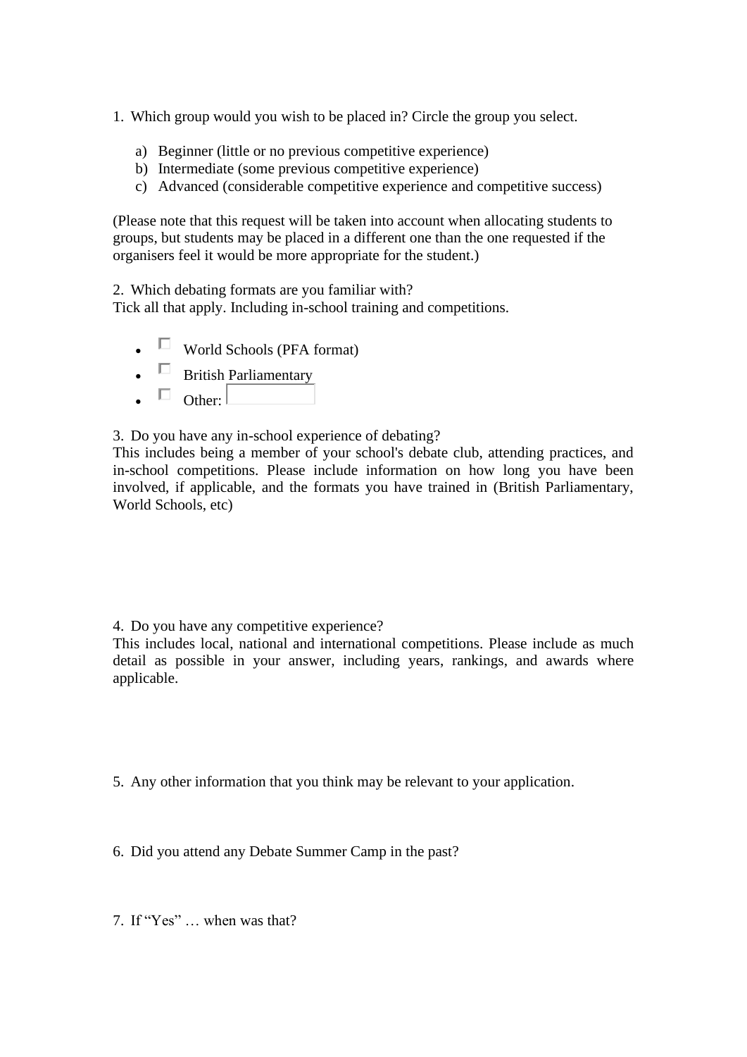1. Which group would you wish to be placed in? Circle the group you select.

    a) Beginner (little or no previous competitive experience)
    b) Intermediate (some previous competitive experience)
    c) Advanced (considerable competitive experience and competitive success)

(Please note that this request will be taken into account when allocating students to groups, but students may be placed in a different one than the one requested if the organisers feel it would be more appropriate for the student.)

2. Which debating formats are you familiar with?
Tick all that apply. Including in-school training and competitions.

- ☐ World Schools (PFA format)
- ☐ British Parliamentary
- ☐ Other: ______

3. Do you have any in-school experience of debating?
This includes being a member of your school's debate club, attending practices, and in-school competitions. Please include information on how long you have been involved, if applicable, and the formats you have trained in (British Parliamentary, World Schools, etc)

4. Do you have any competitive experience?
This includes local, national and international competitions. Please include as much detail as possible in your answer, including years, rankings, and awards where applicable.

5. Any other information that you think may be relevant to your application.

6. Did you attend any Debate Summer Camp in the past?

7. If "Yes" … when was that?